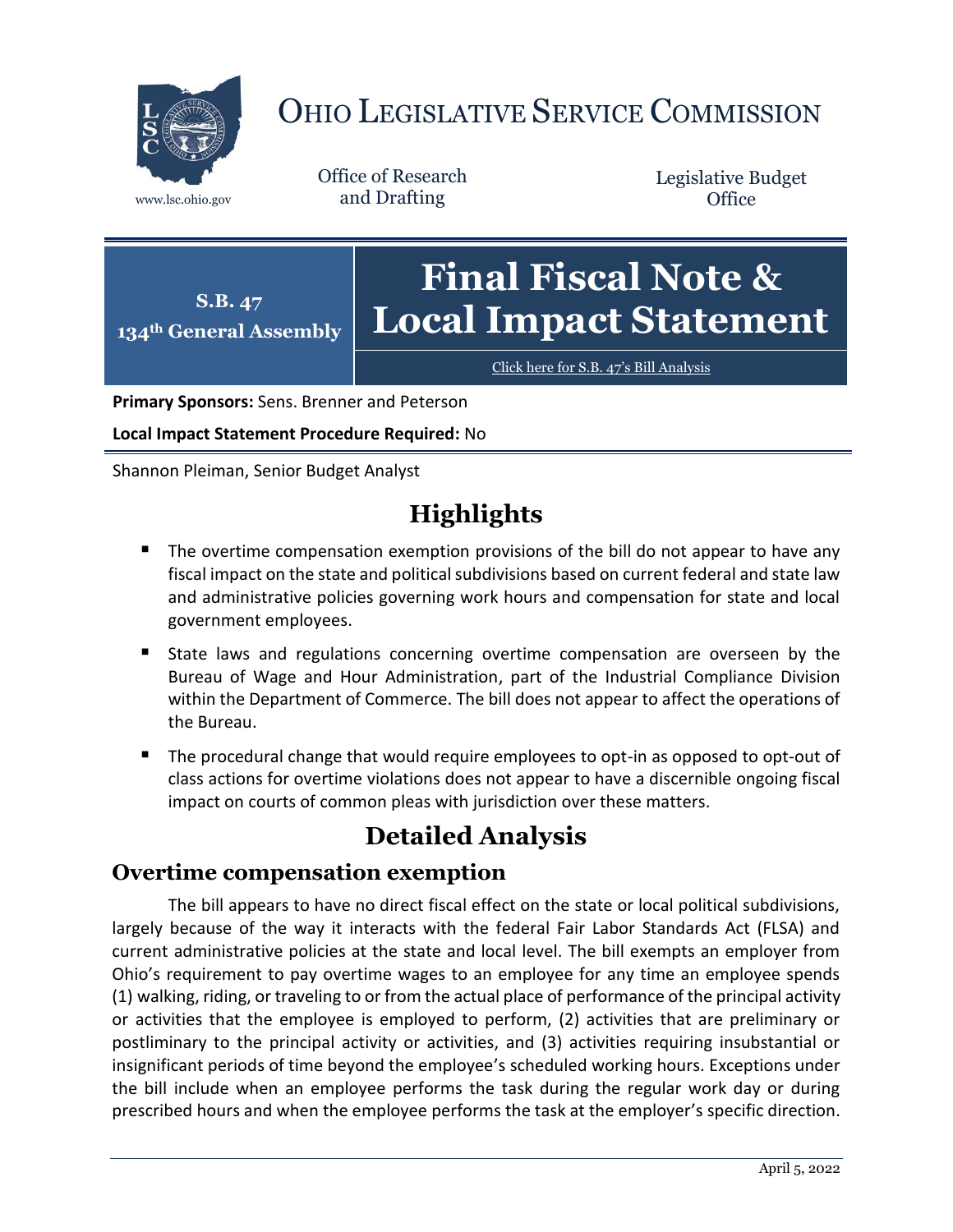# OHIO LEGISLATIVE SERVICE COMMISSION

www.lsc.ohio.gov

Office of Research and Drafting

Legislative Budget Office

**S.B. 47**
**134th General Assembly**

# Final Fiscal Note & Local Impact Statement

Click here for S.B. 47's Bill Analysis

**Primary Sponsors:** Sens. Brenner and Peterson

**Local Impact Statement Procedure Required:** No

Shannon Pleiman, Senior Budget Analyst

## Highlights

- The overtime compensation exemption provisions of the bill do not appear to have any fiscal impact on the state and political subdivisions based on current federal and state law and administrative policies governing work hours and compensation for state and local government employees.
- State laws and regulations concerning overtime compensation are overseen by the Bureau of Wage and Hour Administration, part of the Industrial Compliance Division within the Department of Commerce. The bill does not appear to affect the operations of the Bureau.
- The procedural change that would require employees to opt-in as opposed to opt-out of class actions for overtime violations does not appear to have a discernible ongoing fiscal impact on courts of common pleas with jurisdiction over these matters.

## Detailed Analysis

### Overtime compensation exemption

The bill appears to have no direct fiscal effect on the state or local political subdivisions, largely because of the way it interacts with the federal Fair Labor Standards Act (FLSA) and current administrative policies at the state and local level. The bill exempts an employer from Ohio's requirement to pay overtime wages to an employee for any time an employee spends (1) walking, riding, or traveling to or from the actual place of performance of the principal activity or activities that the employee is employed to perform, (2) activities that are preliminary or postliminary to the principal activity or activities, and (3) activities requiring insubstantial or insignificant periods of time beyond the employee's scheduled working hours. Exceptions under the bill include when an employee performs the task during the regular work day or during prescribed hours and when the employee performs the task at the employer's specific direction.

April 5, 2022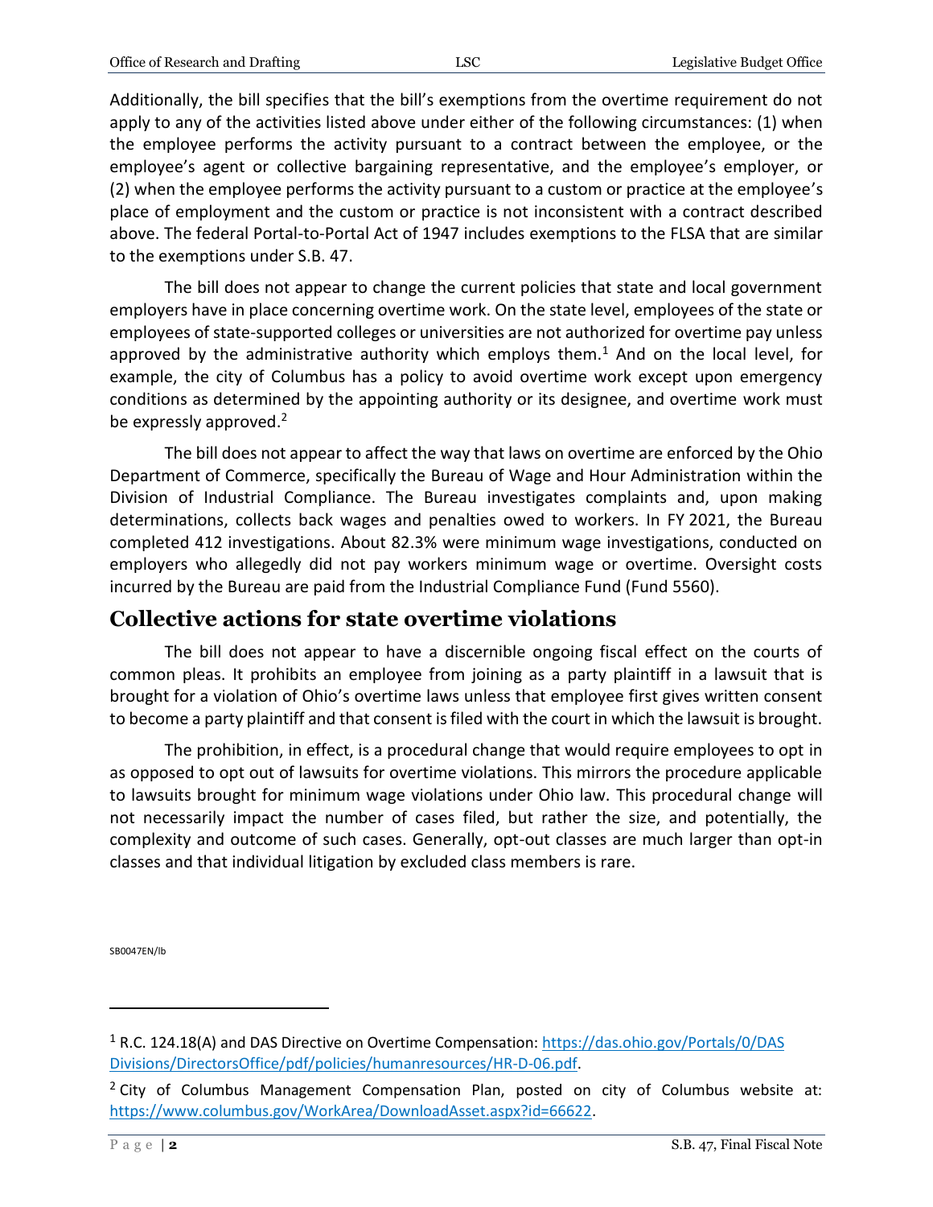Additionally, the bill specifies that the bill's exemptions from the overtime requirement do not apply to any of the activities listed above under either of the following circumstances: (1) when the employee performs the activity pursuant to a contract between the employee, or the employee's agent or collective bargaining representative, and the employee's employer, or (2) when the employee performs the activity pursuant to a custom or practice at the employee's place of employment and the custom or practice is not inconsistent with a contract described above. The federal Portal-to-Portal Act of 1947 includes exemptions to the FLSA that are similar to the exemptions under S.B. 47.

The bill does not appear to change the current policies that state and local government employers have in place concerning overtime work. On the state level, employees of the state or employees of state-supported colleges or universities are not authorized for overtime pay unless approved by the administrative authority which employs them.[1] And on the local level, for example, the city of Columbus has a policy to avoid overtime work except upon emergency conditions as determined by the appointing authority or its designee, and overtime work must be expressly approved.[2]

The bill does not appear to affect the way that laws on overtime are enforced by the Ohio Department of Commerce, specifically the Bureau of Wage and Hour Administration within the Division of Industrial Compliance. The Bureau investigates complaints and, upon making determinations, collects back wages and penalties owed to workers. In FY 2021, the Bureau completed 412 investigations. About 82.3% were minimum wage investigations, conducted on employers who allegedly did not pay workers minimum wage or overtime. Oversight costs incurred by the Bureau are paid from the Industrial Compliance Fund (Fund 5560).

## Collective actions for state overtime violations

The bill does not appear to have a discernible ongoing fiscal effect on the courts of common pleas. It prohibits an employee from joining as a party plaintiff in a lawsuit that is brought for a violation of Ohio's overtime laws unless that employee first gives written consent to become a party plaintiff and that consent is filed with the court in which the lawsuit is brought.

The prohibition, in effect, is a procedural change that would require employees to opt in as opposed to opt out of lawsuits for overtime violations. This mirrors the procedure applicable to lawsuits brought for minimum wage violations under Ohio law. This procedural change will not necessarily impact the number of cases filed, but rather the size, and potentially, the complexity and outcome of such cases. Generally, opt-out classes are much larger than opt-in classes and that individual litigation by excluded class members is rare.

SB0047EN/lb

---

[1] R.C. 124.18(A) and DAS Directive on Overtime Compensation: https://das.ohio.gov/Portals/0/DAS Divisions/DirectorsOffice/pdf/policies/humanresources/HR-D-06.pdf.

[2] City of Columbus Management Compensation Plan, posted on city of Columbus website at: https://www.columbus.gov/WorkArea/DownloadAsset.aspx?id=66622.